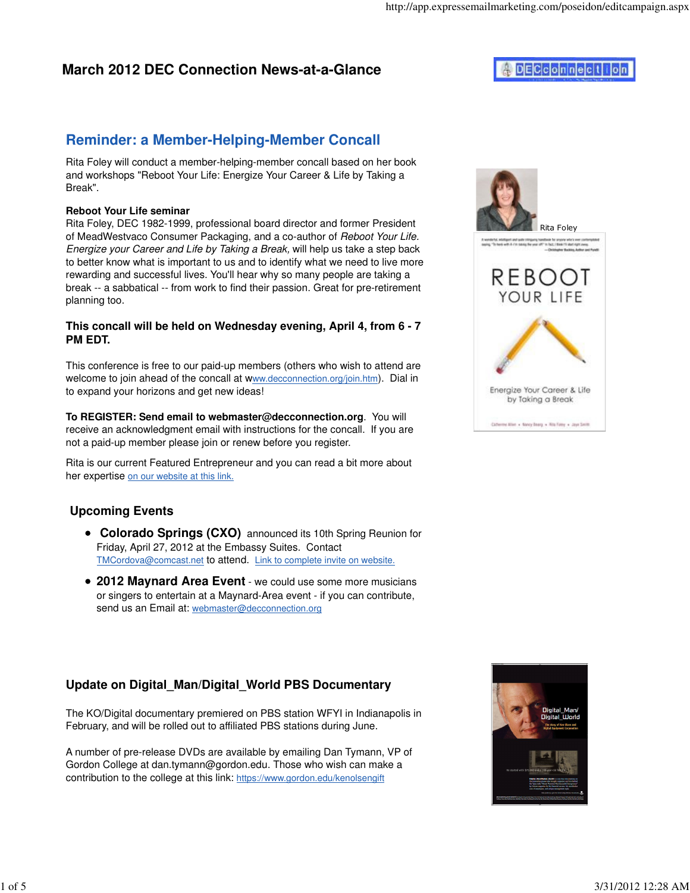# March 2012 DEC Connection News-at-a-Glance

## Reminder: a Member-Helping-Member Concall

Rita Foley will conduct a member-helping-member concall based on her book and workshops "Reboot Your Life: Energize Your Career & Life by Taking a Break".

**Reboot Your Life seminar**
Rita Foley, DEC 1982-1999, professional board director and former President of MeadWestvaco Consumer Packaging, and a co-author of *Reboot Your Life. Energize your Career and Life by Taking a Break,* will help us take a step back to better know what is important to us and to identify what we need to live more rewarding and successful lives. You'll hear why so many people are taking a break -- a sabbatical -- from work to find their passion. Great for pre-retirement planning too.

Rita Foley

**This concall will be held on Wednesday evening, April 4, from 6 - 7 PM EDT.**

This conference is free to our paid-up members (others who wish to attend are welcome to join ahead of the concall at www.decconnection.org/join.htm). Dial in to expand your horizons and get new ideas!

**To REGISTER: Send email to webmaster@decconnection.org**. You will receive an acknowledgment email with instructions for the concall. If you are not a paid-up member please join or renew before you register.

Rita is our current Featured Entrepreneur and you can read a bit more about her expertise on our website at this link.

### Upcoming Events

- **Colorado Springs (CXO)** announced its 10th Spring Reunion for Friday, April 27, 2012 at the Embassy Suites. Contact TMCordova@comcast.net to attend. Link to complete invite on website.
- **2012 Maynard Area Event** - we could use some more musicians or singers to entertain at a Maynard-Area event - if you can contribute, send us an Email at: webmaster@decconnection.org

### Update on Digital_Man/Digital_World PBS Documentary

The KO/Digital documentary premiered on PBS station WFYI in Indianapolis in February, and will be rolled out to affiliated PBS stations during June.

A number of pre-release DVDs are available by emailing Dan Tymann, VP of Gordon College at dan.tymann@gordon.edu. Those who wish can make a contribution to the college at this link: https://www.gordon.edu/kenolsengift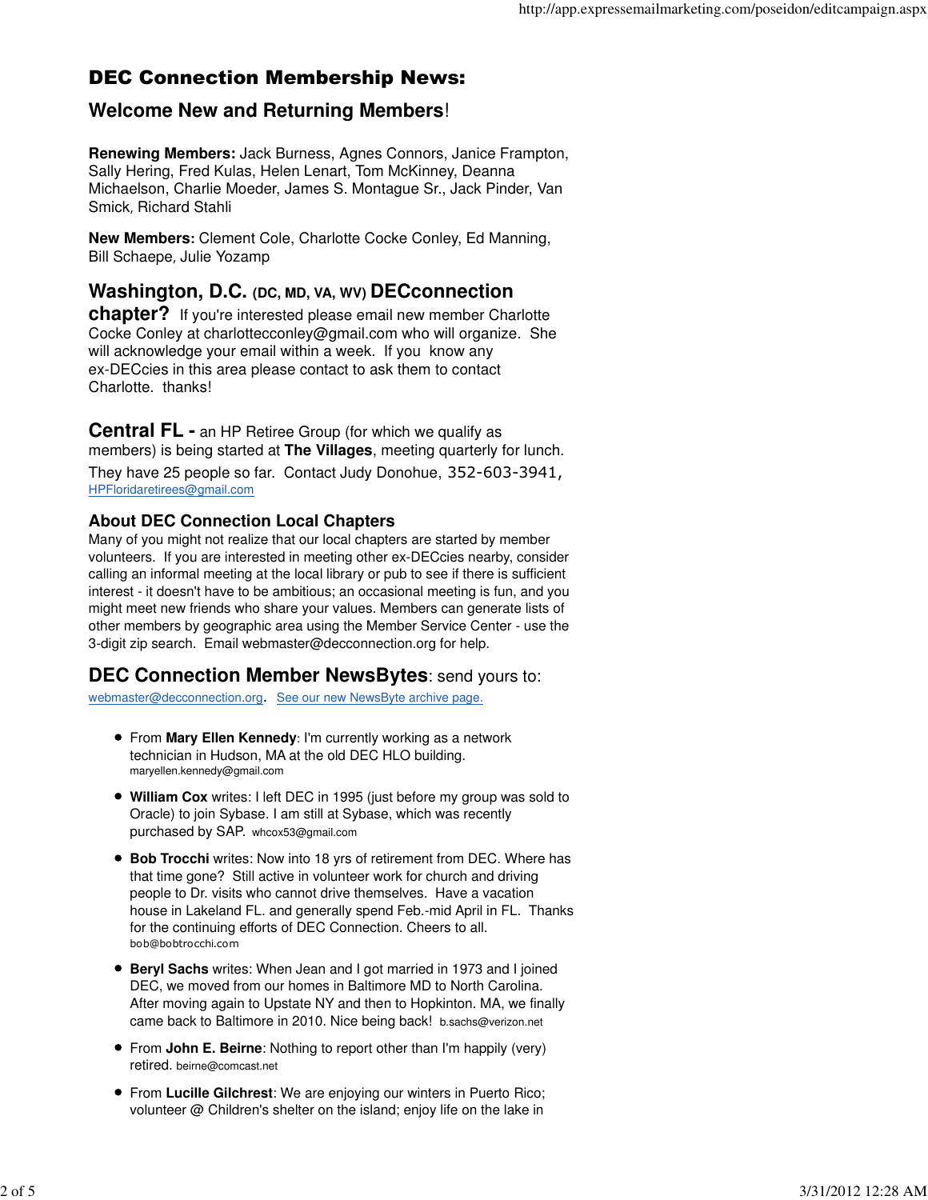# DEC Connection Membership News:

## Welcome New and Returning Members!

**Renewing Members:** Jack Burness, Agnes Connors, Janice Frampton, Sally Hering, Fred Kulas, Helen Lenart, Tom McKinney, Deanna Michaelson, Charlie Moeder, James S. Montague Sr., Jack Pinder, Van Smick, Richard Stahli

**New Members:** Clement Cole, Charlotte Cocke Conley, Ed Manning, Bill Schaepe, Julie Yozamp

## Washington, D.C. (DC, MD, VA, WV) DECconnection chapter?

If you're interested please email new member Charlotte Cocke Conley at charlottecconley@gmail.com who will organize. She will acknowledge your email within a week. If you know any ex-DECcies in this area please contact to ask them to contact Charlotte. thanks!

**Central FL -** an HP Retiree Group (for which we qualify as members) is being started at **The Villages**, meeting quarterly for lunch. They have 25 people so far. Contact Judy Donohue, 352-603-3941, HPFloridaretirees@gmail.com

### About DEC Connection Local Chapters

Many of you might not realize that our local chapters are started by member volunteers. If you are interested in meeting other ex-DECcies nearby, consider calling an informal meeting at the local library or pub to see if there is sufficient interest - it doesn't have to be ambitious; an occasional meeting is fun, and you might meet new friends who share your values. Members can generate lists of other members by geographic area using the Member Service Center - use the 3-digit zip search. Email webmaster@decconnection.org for help.

## DEC Connection Member NewsBytes: send yours to:

webmaster@decconnection.org. See our new NewsByte archive page.

- From **Mary Ellen Kennedy**: I'm currently working as a network technician in Hudson, MA at the old DEC HLO building. maryellen.kennedy@gmail.com
- **William Cox** writes: I left DEC in 1995 (just before my group was sold to Oracle) to join Sybase. I am still at Sybase, which was recently purchased by SAP. whcox53@gmail.com
- **Bob Trocchi** writes: Now into 18 yrs of retirement from DEC. Where has that time gone? Still active in volunteer work for church and driving people to Dr. visits who cannot drive themselves. Have a vacation house in Lakeland FL. and generally spend Feb.-mid April in FL. Thanks for the continuing efforts of DEC Connection. Cheers to all. bob@bobtrocchi.com
- **Beryl Sachs** writes: When Jean and I got married in 1973 and I joined DEC, we moved from our homes in Baltimore MD to North Carolina. After moving again to Upstate NY and then to Hopkinton. MA, we finally came back to Baltimore in 2010. Nice being back! b.sachs@verizon.net
- From **John E. Beirne**: Nothing to report other than I'm happily (very) retired. beirne@comcast.net
- From **Lucille Gilchrest**: We are enjoying our winters in Puerto Rico; volunteer @ Children's shelter on the island; enjoy life on the lake in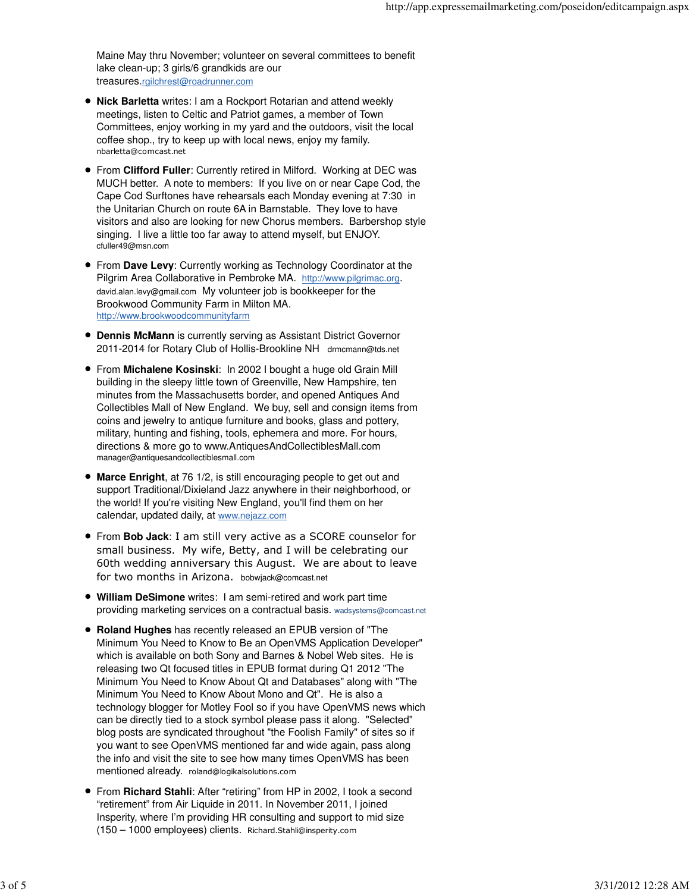Maine May thru November; volunteer on several committees to benefit lake clean-up; 3 girls/6 grandkids are our treasures.rgilchrest@roadrunner.com

- **Nick Barletta** writes: I am a Rockport Rotarian and attend weekly meetings, listen to Celtic and Patriot games, a member of Town Committees, enjoy working in my yard and the outdoors, visit the local coffee shop., try to keep up with local news, enjoy my family. nbarletta@comcast.net

- From **Clifford Fuller**: Currently retired in Milford. Working at DEC was MUCH better. A note to members: If you live on or near Cape Cod, the Cape Cod Surftones have rehearsals each Monday evening at 7:30 in the Unitarian Church on route 6A in Barnstable. They love to have visitors and also are looking for new Chorus members. Barbershop style singing. I live a little too far away to attend myself, but ENJOY. cfuller49@msn.com

- From **Dave Levy**: Currently working as Technology Coordinator at the Pilgrim Area Collaborative in Pembroke MA. http://www.pilgrimac.org. david.alan.levy@gmail.com My volunteer job is bookkeeper for the Brookwood Community Farm in Milton MA. http://www.brookwoodcommunityfarm

- **Dennis McMann** is currently serving as Assistant District Governor 2011-2014 for Rotary Club of Hollis-Brookline NH drmcmann@tds.net

- From **Michalene Kosinski**: In 2002 I bought a huge old Grain Mill building in the sleepy little town of Greenville, New Hampshire, ten minutes from the Massachusetts border, and opened Antiques And Collectibles Mall of New England. We buy, sell and consign items from coins and jewelry to antique furniture and books, glass and pottery, military, hunting and fishing, tools, ephemera and more. For hours, directions & more go to www.AntiquesAndCollectiblesMall.com manager@antiquesandcollectiblesmall.com

- **Marce Enright**, at 76 1/2, is still encouraging people to get out and support Traditional/Dixieland Jazz anywhere in their neighborhood, or the world! If you're visiting New England, you'll find them on her calendar, updated daily, at www.nejazz.com

- From **Bob Jack**: I am still very active as a SCORE counselor for small business. My wife, Betty, and I will be celebrating our 60th wedding anniversary this August. We are about to leave for two months in Arizona. bobwjack@comcast.net

- **William DeSimone** writes: I am semi-retired and work part time providing marketing services on a contractual basis. wadsystems@comcast.net

- **Roland Hughes** has recently released an EPUB version of "The Minimum You Need to Know to Be an OpenVMS Application Developer" which is available on both Sony and Barnes & Nobel Web sites. He is releasing two Qt focused titles in EPUB format during Q1 2012 "The Minimum You Need to Know About Qt and Databases" along with "The Minimum You Need to Know About Mono and Qt". He is also a technology blogger for Motley Fool so if you have OpenVMS news which can be directly tied to a stock symbol please pass it along. "Selected" blog posts are syndicated throughout "the Foolish Family" of sites so if you want to see OpenVMS mentioned far and wide again, pass along the info and visit the site to see how many times OpenVMS has been mentioned already. roland@logikalsolutions.com

- From **Richard Stahli**: After "retiring" from HP in 2002, I took a second "retirement" from Air Liquide in 2011. In November 2011, I joined Insperity, where I'm providing HR consulting and support to mid size (150 – 1000 employees) clients. Richard.Stahli@insperity.com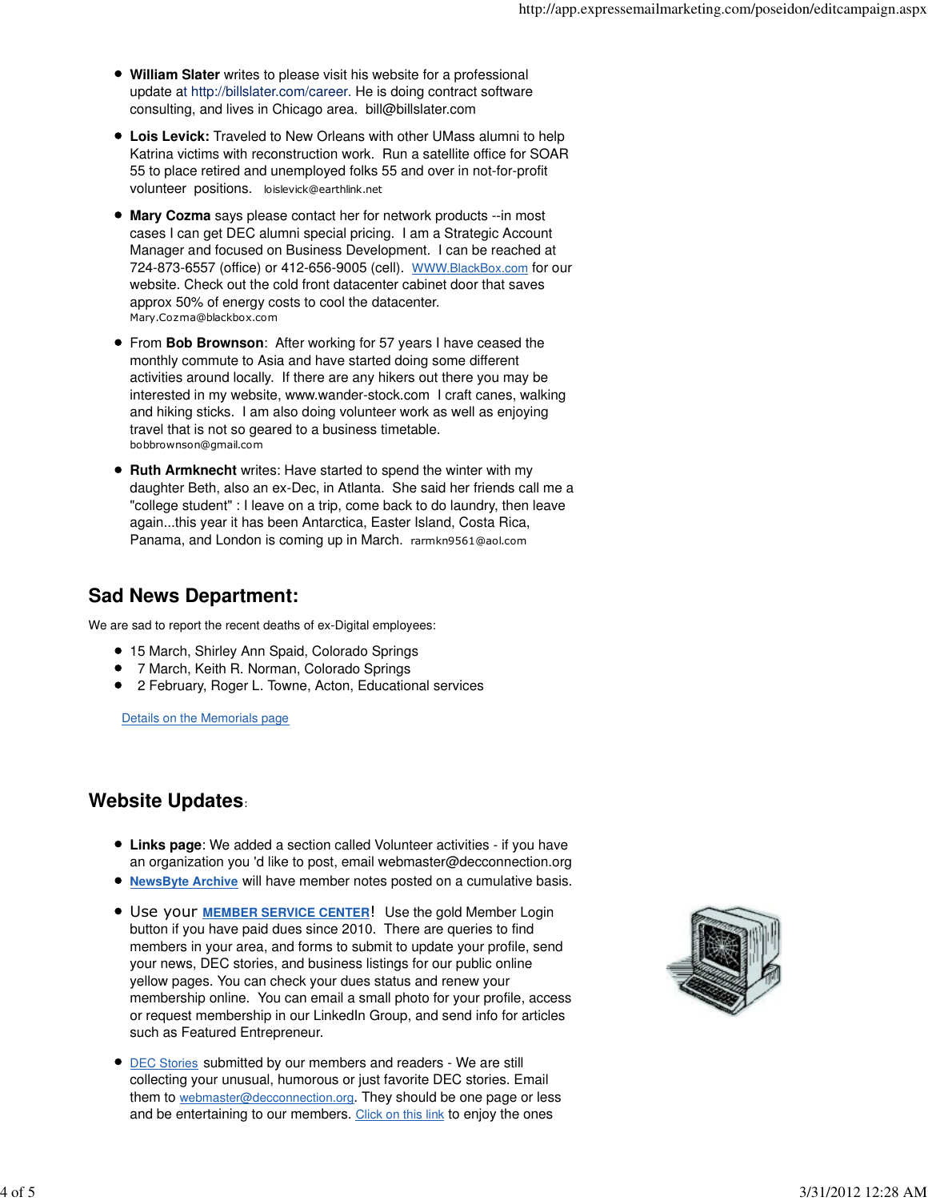- **William Slater** writes to please visit his website for a professional update at http://billslater.com/career. He is doing contract software consulting, and lives in Chicago area. bill@billslater.com
- **Lois Levick:** Traveled to New Orleans with other UMass alumni to help Katrina victims with reconstruction work. Run a satellite office for SOAR 55 to place retired and unemployed folks 55 and over in not-for-profit volunteer positions. loislevick@earthlink.net
- **Mary Cozma** says please contact her for network products --in most cases I can get DEC alumni special pricing. I am a Strategic Account Manager and focused on Business Development. I can be reached at 724-873-6557 (office) or 412-656-9005 (cell). WWW.BlackBox.com for our website. Check out the cold front datacenter cabinet door that saves approx 50% of energy costs to cool the datacenter. Mary.Cozma@blackbox.com
- From **Bob Brownson**: After working for 57 years I have ceased the monthly commute to Asia and have started doing some different activities around locally. If there are any hikers out there you may be interested in my website, www.wander-stock.com I craft canes, walking and hiking sticks. I am also doing volunteer work as well as enjoying travel that is not so geared to a business timetable. bobbrownson@gmail.com
- **Ruth Armknecht** writes: Have started to spend the winter with my daughter Beth, also an ex-Dec, in Atlanta. She said her friends call me a "college student" : I leave on a trip, come back to do laundry, then leave again...this year it has been Antarctica, Easter Island, Costa Rica, Panama, and London is coming up in March. rarmkn9561@aol.com

## Sad News Department:

We are sad to report the recent deaths of ex-Digital employees:

- 15 March, Shirley Ann Spaid, Colorado Springs
- 7 March, Keith R. Norman, Colorado Springs
- 2 February, Roger L. Towne, Acton, Educational services

Details on the Memorials page

## Website Updates:

- **Links page**: We added a section called Volunteer activities - if you have an organization you 'd like to post, email webmaster@decconnection.org
- **NewsByte Archive** will have member notes posted on a cumulative basis.
- Use your **MEMBER SERVICE CENTER**! Use the gold Member Login button if you have paid dues since 2010. There are queries to find members in your area, and forms to submit to update your profile, send your news, DEC stories, and business listings for our public online yellow pages. You can check your dues status and renew your membership online. You can email a small photo for your profile, access or request membership in our LinkedIn Group, and send info for articles such as Featured Entrepreneur.
- DEC Stories submitted by our members and readers - We are still collecting your unusual, humorous or just favorite DEC stories. Email them to webmaster@decconnection.org. They should be one page or less and be entertaining to our members. Click on this link to enjoy the ones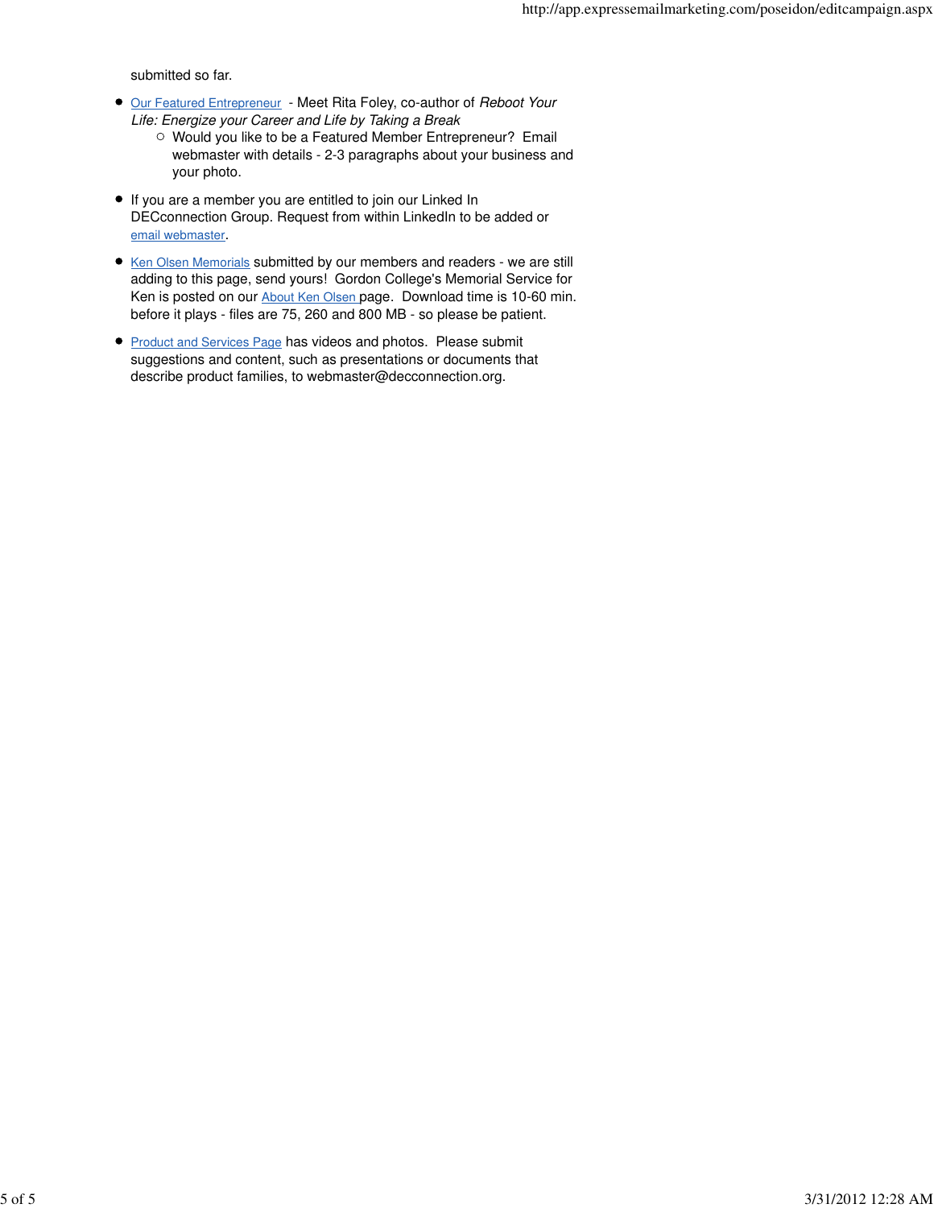submitted so far.

- Our Featured Entrepreneur  - Meet Rita Foley, co-author of *Reboot Your Life: Energize your Career and Life by Taking a Break*
  - Would you like to be a Featured Member Entrepreneur?  Email webmaster with details - 2-3 paragraphs about your business and your photo.
- If you are a member you are entitled to join our Linked In DECconnection Group. Request from within LinkedIn to be added or email webmaster.
- Ken Olsen Memorials submitted by our members and readers - we are still adding to this page, send yours!  Gordon College's Memorial Service for Ken is posted on our About Ken Olsen page.  Download time is 10-60 min. before it plays - files are 75, 260 and 800 MB - so please be patient.
- Product and Services Page has videos and photos.  Please submit suggestions and content, such as presentations or documents that describe product families, to webmaster@decconnection.org.